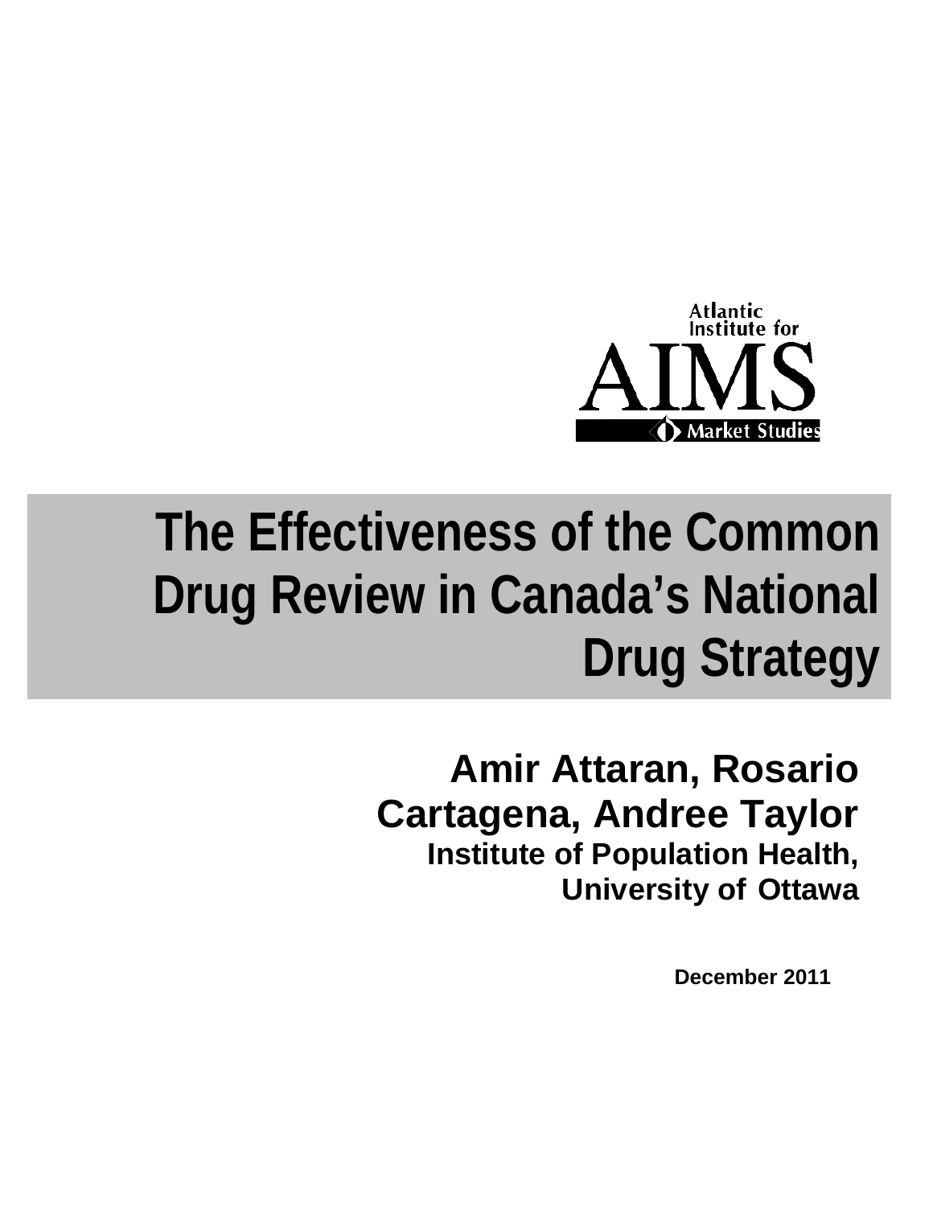Atlantic Institute for

AIMS

Market Studies

# The Effectiveness of the Common Drug Review in Canada's National Drug Strategy

**Amir Attaran, Rosario Cartagena, Andree Taylor**

**Institute of Population Health, University of Ottawa**

**December 2011**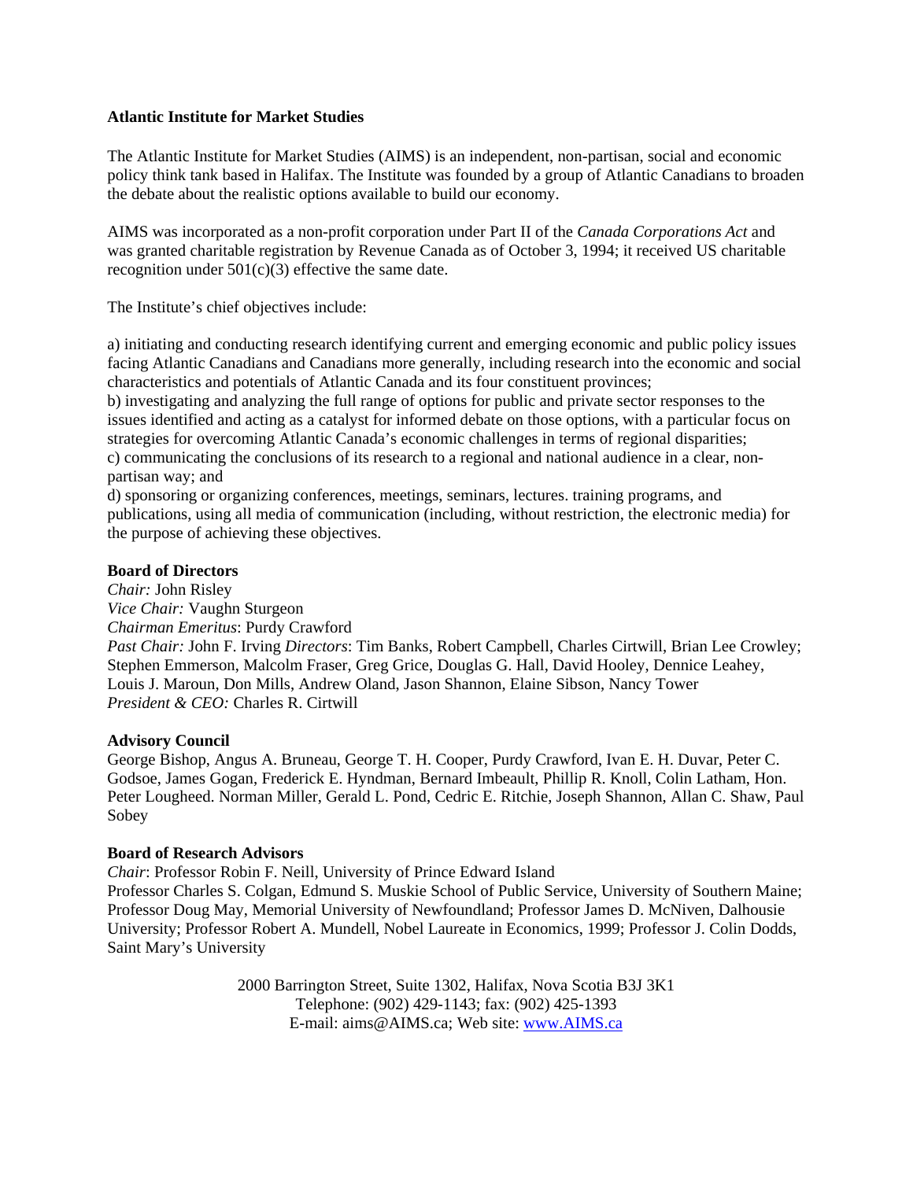**Atlantic Institute for Market Studies**

The Atlantic Institute for Market Studies (AIMS) is an independent, non-partisan, social and economic policy think tank based in Halifax. The Institute was founded by a group of Atlantic Canadians to broaden the debate about the realistic options available to build our economy.

AIMS was incorporated as a non-profit corporation under Part II of the *Canada Corporations Act* and was granted charitable registration by Revenue Canada as of October 3, 1994; it received US charitable recognition under 501(c)(3) effective the same date.

The Institute's chief objectives include:

a) initiating and conducting research identifying current and emerging economic and public policy issues facing Atlantic Canadians and Canadians more generally, including research into the economic and social characteristics and potentials of Atlantic Canada and its four constituent provinces;
b) investigating and analyzing the full range of options for public and private sector responses to the issues identified and acting as a catalyst for informed debate on those options, with a particular focus on strategies for overcoming Atlantic Canada's economic challenges in terms of regional disparities;
c) communicating the conclusions of its research to a regional and national audience in a clear, non-partisan way; and
d) sponsoring or organizing conferences, meetings, seminars, lectures. training programs, and publications, using all media of communication (including, without restriction, the electronic media) for the purpose of achieving these objectives.

**Board of Directors**
*Chair:* John Risley
*Vice Chair:* Vaughn Sturgeon
*Chairman Emeritus*: Purdy Crawford
*Past Chair:* John F. Irving *Directors*: Tim Banks, Robert Campbell, Charles Cirtwill, Brian Lee Crowley; Stephen Emmerson, Malcolm Fraser, Greg Grice, Douglas G. Hall, David Hooley, Dennice Leahey, Louis J. Maroun, Don Mills, Andrew Oland, Jason Shannon, Elaine Sibson, Nancy Tower
*President & CEO:* Charles R. Cirtwill

**Advisory Council**
George Bishop, Angus A. Bruneau, George T. H. Cooper, Purdy Crawford, Ivan E. H. Duvar, Peter C. Godsoe, James Gogan, Frederick E. Hyndman, Bernard Imbeault, Phillip R. Knoll, Colin Latham, Hon. Peter Lougheed. Norman Miller, Gerald L. Pond, Cedric E. Ritchie, Joseph Shannon, Allan C. Shaw, Paul Sobey

**Board of Research Advisors**
*Chair*: Professor Robin F. Neill, University of Prince Edward Island
Professor Charles S. Colgan, Edmund S. Muskie School of Public Service, University of Southern Maine; Professor Doug May, Memorial University of Newfoundland; Professor James D. McNiven, Dalhousie University; Professor Robert A. Mundell, Nobel Laureate in Economics, 1999; Professor J. Colin Dodds, Saint Mary's University

2000 Barrington Street, Suite 1302, Halifax, Nova Scotia B3J 3K1
Telephone: (902) 429-1143; fax: (902) 425-1393
E-mail: aims@AIMS.ca; Web site: www.AIMS.ca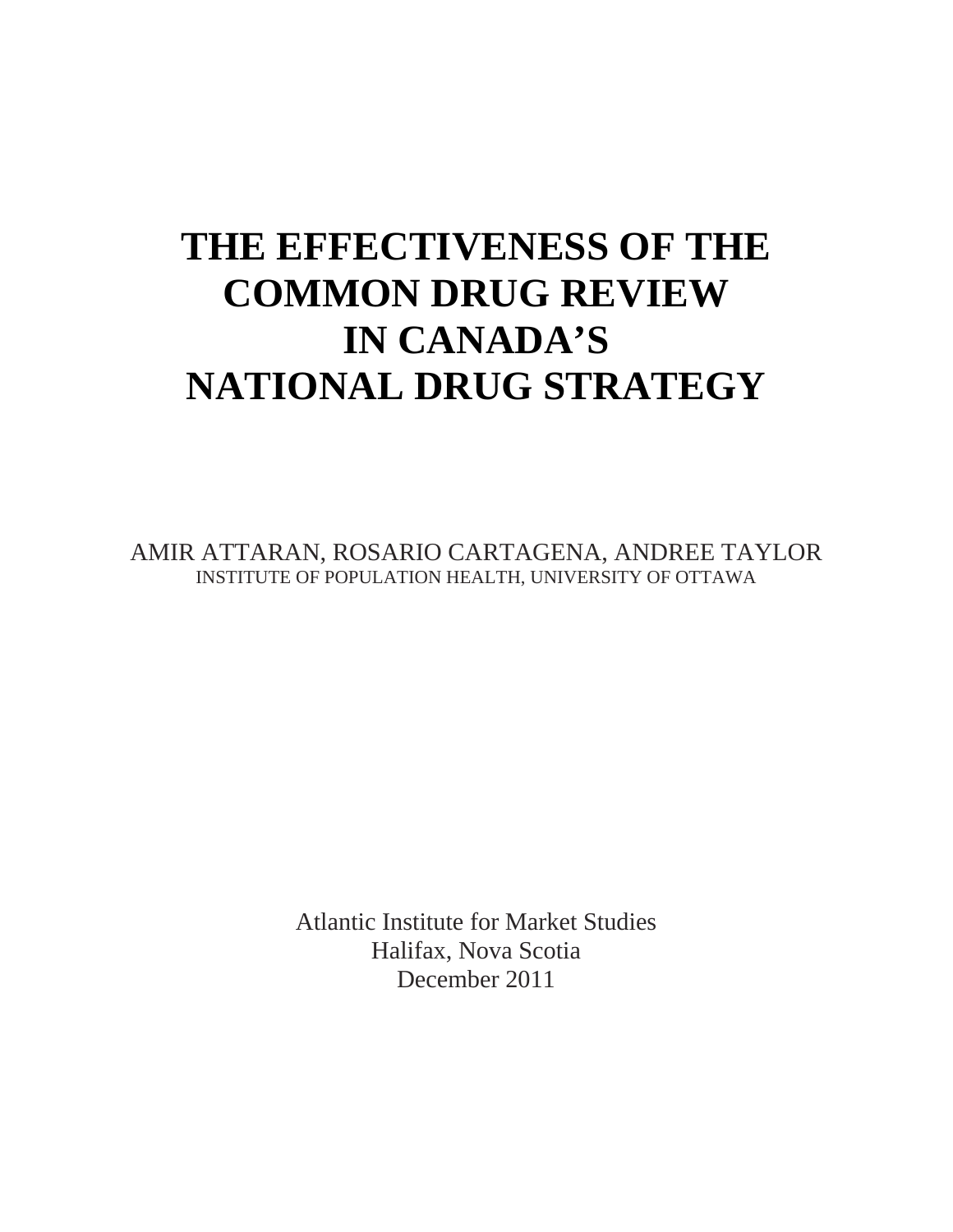# THE EFFECTIVENESS OF THE COMMON DRUG REVIEW IN CANADA'S NATIONAL DRUG STRATEGY

AMIR ATTARAN, ROSARIO CARTAGENA, ANDREE TAYLOR

INSTITUTE OF POPULATION HEALTH, UNIVERSITY OF OTTAWA

Atlantic Institute for Market Studies

Halifax, Nova Scotia

December 2011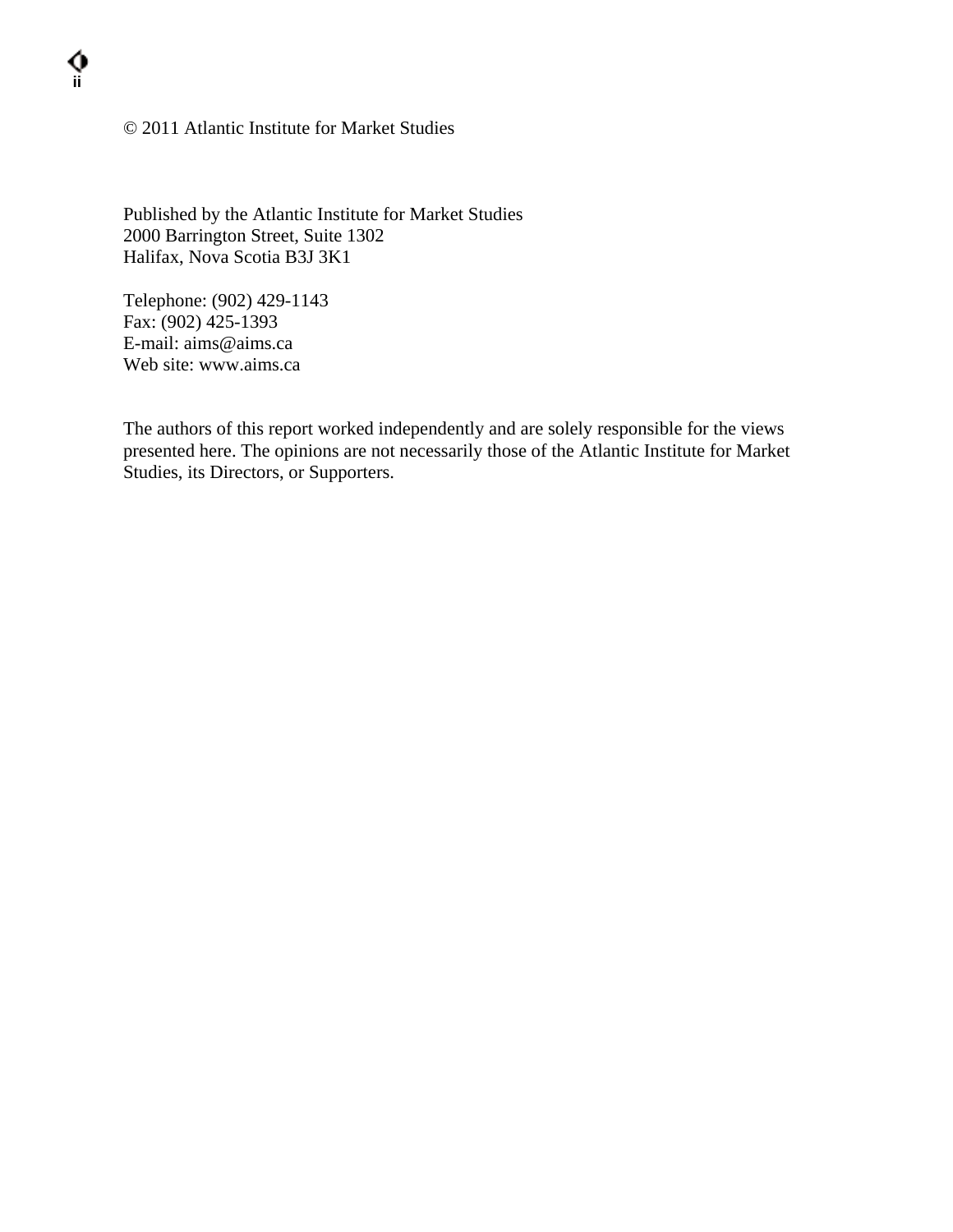© 2011 Atlantic Institute for Market Studies

Published by the Atlantic Institute for Market Studies
2000 Barrington Street, Suite 1302
Halifax, Nova Scotia B3J 3K1

Telephone: (902) 429-1143
Fax: (902) 425-1393
E-mail: aims@aims.ca
Web site: www.aims.ca

The authors of this report worked independently and are solely responsible for the views presented here. The opinions are not necessarily those of the Atlantic Institute for Market Studies, its Directors, or Supporters.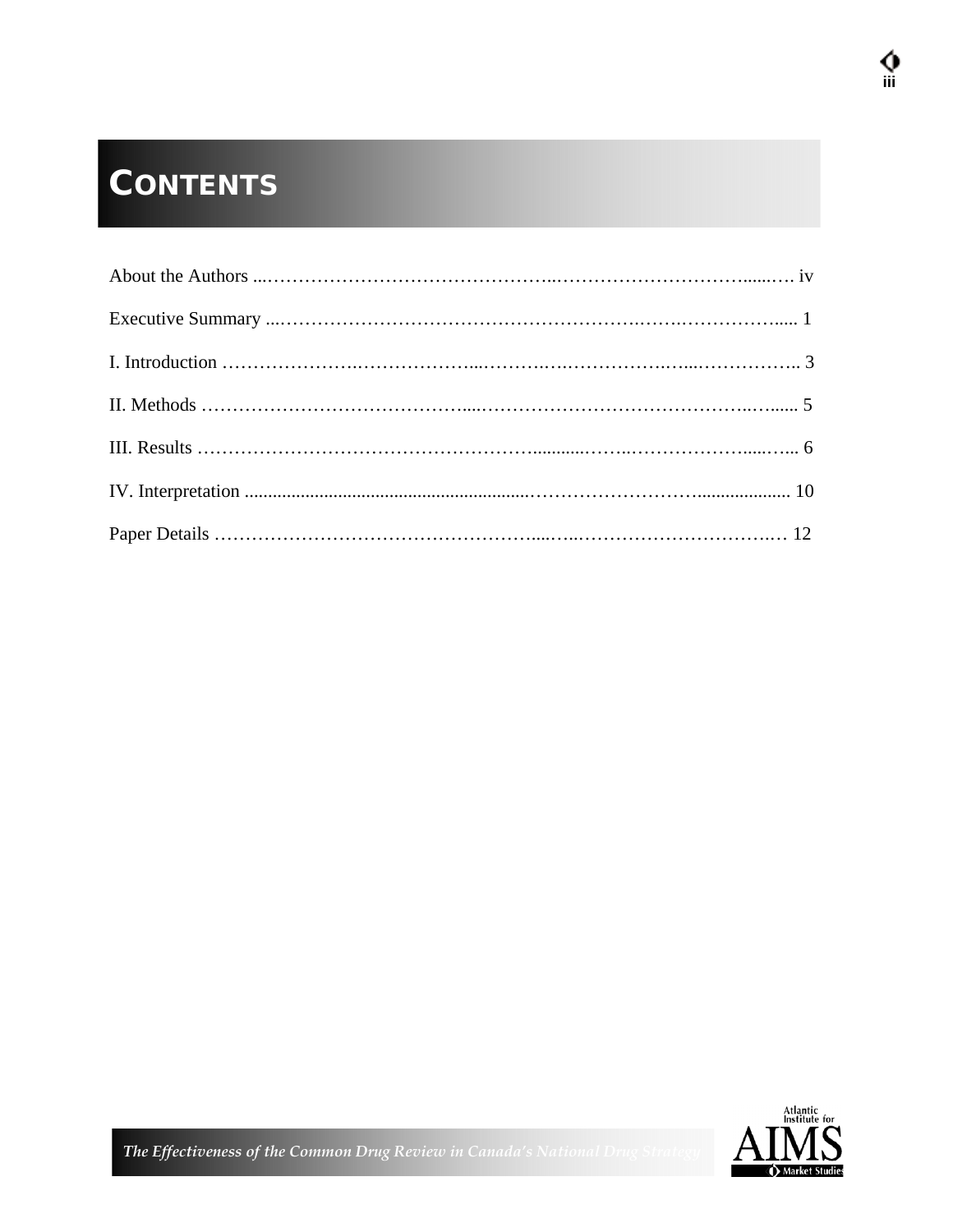# CONTENTS

About the Authors ... iv

Executive Summary ... 1

I. Introduction ... 3

II. Methods ... 5

III. Results ... 6

IV. Interpretation ... 10

Paper Details ... 12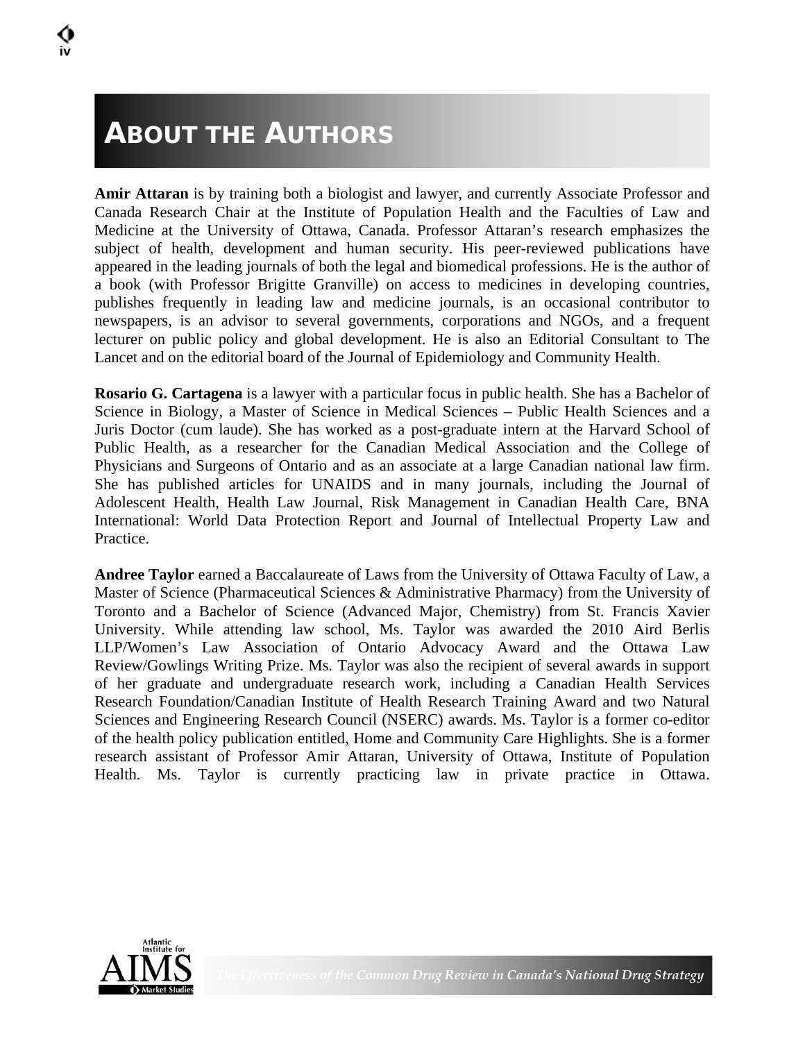# About the Authors

**Amir Attaran** is by training both a biologist and lawyer, and currently Associate Professor and Canada Research Chair at the Institute of Population Health and the Faculties of Law and Medicine at the University of Ottawa, Canada. Professor Attaran's research emphasizes the subject of health, development and human security. His peer-reviewed publications have appeared in the leading journals of both the legal and biomedical professions. He is the author of a book (with Professor Brigitte Granville) on access to medicines in developing countries, publishes frequently in leading law and medicine journals, is an occasional contributor to newspapers, is an advisor to several governments, corporations and NGOs, and a frequent lecturer on public policy and global development. He is also an Editorial Consultant to The Lancet and on the editorial board of the Journal of Epidemiology and Community Health.

**Rosario G. Cartagena** is a lawyer with a particular focus in public health. She has a Bachelor of Science in Biology, a Master of Science in Medical Sciences – Public Health Sciences and a Juris Doctor (cum laude). She has worked as a post-graduate intern at the Harvard School of Public Health, as a researcher for the Canadian Medical Association and the College of Physicians and Surgeons of Ontario and as an associate at a large Canadian national law firm. She has published articles for UNAIDS and in many journals, including the Journal of Adolescent Health, Health Law Journal, Risk Management in Canadian Health Care, BNA International: World Data Protection Report and Journal of Intellectual Property Law and Practice.

**Andree Taylor** earned a Baccalaureate of Laws from the University of Ottawa Faculty of Law, a Master of Science (Pharmaceutical Sciences & Administrative Pharmacy) from the University of Toronto and a Bachelor of Science (Advanced Major, Chemistry) from St. Francis Xavier University. While attending law school, Ms. Taylor was awarded the 2010 Aird Berlis LLP/Women's Law Association of Ontario Advocacy Award and the Ottawa Law Review/Gowlings Writing Prize. Ms. Taylor was also the recipient of several awards in support of her graduate and undergraduate research work, including a Canadian Health Services Research Foundation/Canadian Institute of Health Research Training Award and two Natural Sciences and Engineering Research Council (NSERC) awards. Ms. Taylor is a former co-editor of the health policy publication entitled, Home and Community Care Highlights. She is a former research assistant of Professor Amir Attaran, University of Ottawa, Institute of Population Health. Ms. Taylor is currently practicing law in private practice in Ottawa.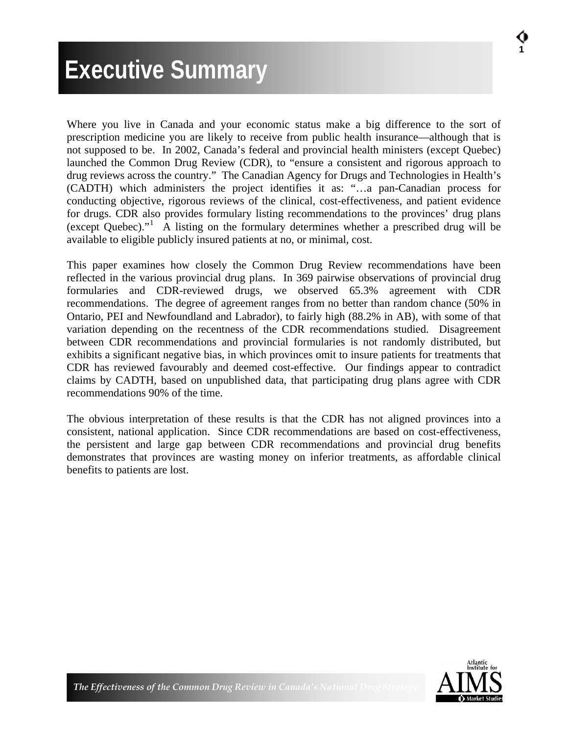# Executive Summary

Where you live in Canada and your economic status make a big difference to the sort of prescription medicine you are likely to receive from public health insurance—although that is not supposed to be. In 2002, Canada's federal and provincial health ministers (except Quebec) launched the Common Drug Review (CDR), to "ensure a consistent and rigorous approach to drug reviews across the country." The Canadian Agency for Drugs and Technologies in Health's (CADTH) which administers the project identifies it as: "…a pan-Canadian process for conducting objective, rigorous reviews of the clinical, cost-effectiveness, and patient evidence for drugs. CDR also provides formulary listing recommendations to the provinces' drug plans (except Quebec)."[1] A listing on the formulary determines whether a prescribed drug will be available to eligible publicly insured patients at no, or minimal, cost.

This paper examines how closely the Common Drug Review recommendations have been reflected in the various provincial drug plans. In 369 pairwise observations of provincial drug formularies and CDR-reviewed drugs, we observed 65.3% agreement with CDR recommendations. The degree of agreement ranges from no better than random chance (50% in Ontario, PEI and Newfoundland and Labrador), to fairly high (88.2% in AB), with some of that variation depending on the recentness of the CDR recommendations studied. Disagreement between CDR recommendations and provincial formularies is not randomly distributed, but exhibits a significant negative bias, in which provinces omit to insure patients for treatments that CDR has reviewed favourably and deemed cost-effective. Our findings appear to contradict claims by CADTH, based on unpublished data, that participating drug plans agree with CDR recommendations 90% of the time.

The obvious interpretation of these results is that the CDR has not aligned provinces into a consistent, national application. Since CDR recommendations are based on cost-effectiveness, the persistent and large gap between CDR recommendations and provincial drug benefits demonstrates that provinces are wasting money on inferior treatments, as affordable clinical benefits to patients are lost.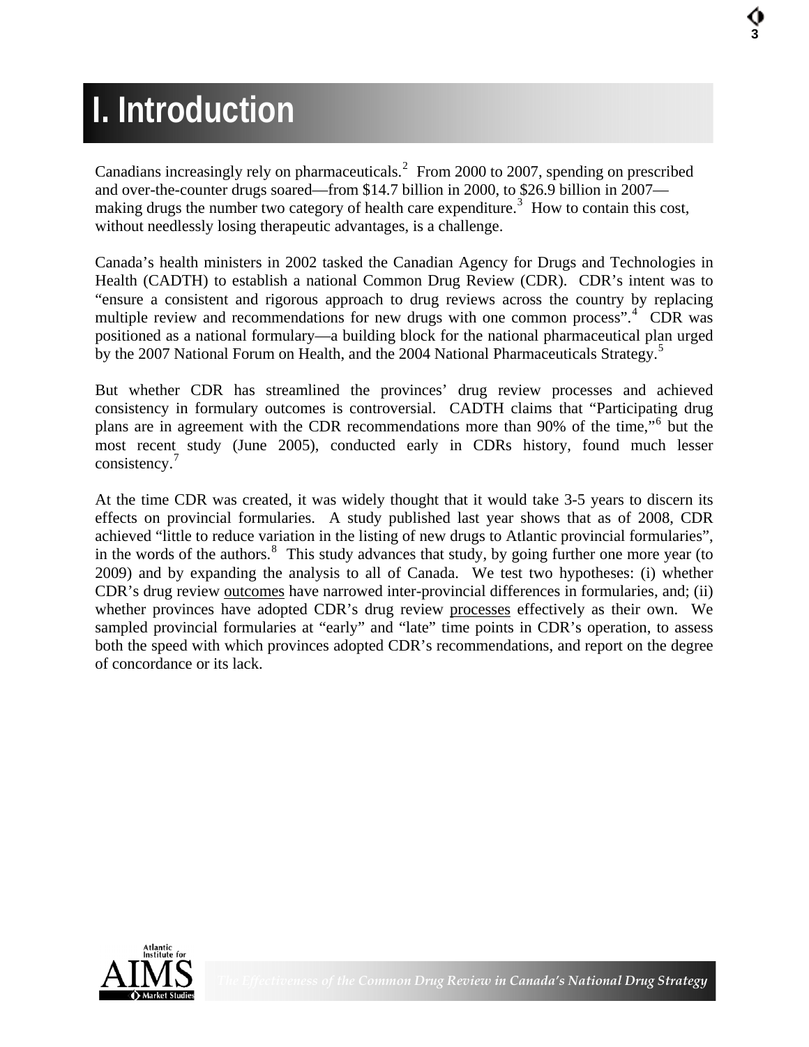# I. Introduction

Canadians increasingly rely on pharmaceuticals.[2] From 2000 to 2007, spending on prescribed and over-the-counter drugs soared—from $14.7 billion in 2000, to $26.9 billion in 2007—making drugs the number two category of health care expenditure.[3] How to contain this cost, without needlessly losing therapeutic advantages, is a challenge.

Canada's health ministers in 2002 tasked the Canadian Agency for Drugs and Technologies in Health (CADTH) to establish a national Common Drug Review (CDR). CDR's intent was to "ensure a consistent and rigorous approach to drug reviews across the country by replacing multiple review and recommendations for new drugs with one common process".[4] CDR was positioned as a national formulary—a building block for the national pharmaceutical plan urged by the 2007 National Forum on Health, and the 2004 National Pharmaceuticals Strategy.[5]

But whether CDR has streamlined the provinces' drug review processes and achieved consistency in formulary outcomes is controversial. CADTH claims that "Participating drug plans are in agreement with the CDR recommendations more than 90% of the time,"[6] but the most recent study (June 2005), conducted early in CDRs history, found much lesser consistency.[7]

At the time CDR was created, it was widely thought that it would take 3-5 years to discern its effects on provincial formularies. A study published last year shows that as of 2008, CDR achieved "little to reduce variation in the listing of new drugs to Atlantic provincial formularies", in the words of the authors.[8] This study advances that study, by going further one more year (to 2009) and by expanding the analysis to all of Canada. We test two hypotheses: (i) whether CDR's drug review outcomes have narrowed inter-provincial differences in formularies, and; (ii) whether provinces have adopted CDR's drug review processes effectively as their own. We sampled provincial formularies at "early" and "late" time points in CDR's operation, to assess both the speed with which provinces adopted CDR's recommendations, and report on the degree of concordance or its lack.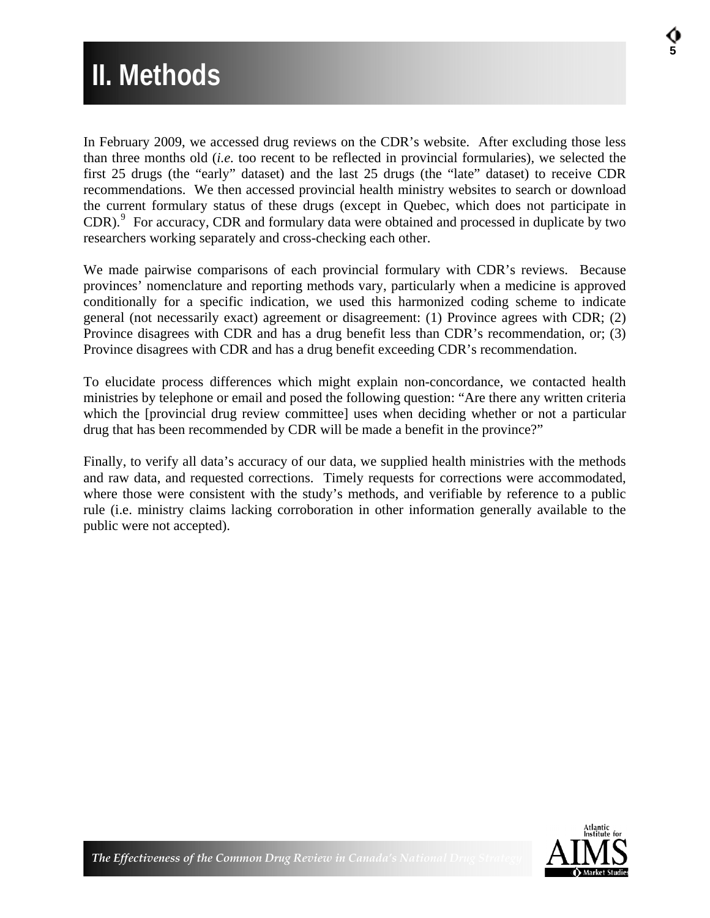# II. Methods

In February 2009, we accessed drug reviews on the CDR's website. After excluding those less than three months old (*i.e.* too recent to be reflected in provincial formularies), we selected the first 25 drugs (the "early" dataset) and the last 25 drugs (the "late" dataset) to receive CDR recommendations. We then accessed provincial health ministry websites to search or download the current formulary status of these drugs (except in Quebec, which does not participate in CDR).[9] For accuracy, CDR and formulary data were obtained and processed in duplicate by two researchers working separately and cross-checking each other.

We made pairwise comparisons of each provincial formulary with CDR's reviews. Because provinces' nomenclature and reporting methods vary, particularly when a medicine is approved conditionally for a specific indication, we used this harmonized coding scheme to indicate general (not necessarily exact) agreement or disagreement: (1) Province agrees with CDR; (2) Province disagrees with CDR and has a drug benefit less than CDR's recommendation, or; (3) Province disagrees with CDR and has a drug benefit exceeding CDR's recommendation.

To elucidate process differences which might explain non-concordance, we contacted health ministries by telephone or email and posed the following question: "Are there any written criteria which the [provincial drug review committee] uses when deciding whether or not a particular drug that has been recommended by CDR will be made a benefit in the province?"

Finally, to verify all data's accuracy of our data, we supplied health ministries with the methods and raw data, and requested corrections. Timely requests for corrections were accommodated, where those were consistent with the study's methods, and verifiable by reference to a public rule (i.e. ministry claims lacking corroboration in other information generally available to the public were not accepted).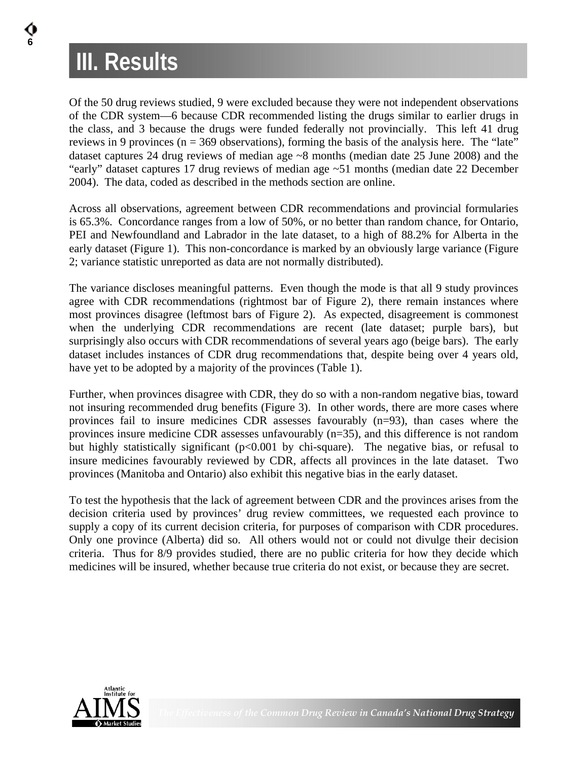# III. Results

Of the 50 drug reviews studied, 9 were excluded because they were not independent observations of the CDR system—6 because CDR recommended listing the drugs similar to earlier drugs in the class, and 3 because the drugs were funded federally not provincially. This left 41 drug reviews in 9 provinces (n = 369 observations), forming the basis of the analysis here. The "late" dataset captures 24 drug reviews of median age ~8 months (median date 25 June 2008) and the "early" dataset captures 17 drug reviews of median age ~51 months (median date 22 December 2004). The data, coded as described in the methods section are online.

Across all observations, agreement between CDR recommendations and provincial formularies is 65.3%. Concordance ranges from a low of 50%, or no better than random chance, for Ontario, PEI and Newfoundland and Labrador in the late dataset, to a high of 88.2% for Alberta in the early dataset (Figure 1). This non-concordance is marked by an obviously large variance (Figure 2; variance statistic unreported as data are not normally distributed).

The variance discloses meaningful patterns. Even though the mode is that all 9 study provinces agree with CDR recommendations (rightmost bar of Figure 2), there remain instances where most provinces disagree (leftmost bars of Figure 2). As expected, disagreement is commonest when the underlying CDR recommendations are recent (late dataset; purple bars), but surprisingly also occurs with CDR recommendations of several years ago (beige bars). The early dataset includes instances of CDR drug recommendations that, despite being over 4 years old, have yet to be adopted by a majority of the provinces (Table 1).

Further, when provinces disagree with CDR, they do so with a non-random negative bias, toward not insuring recommended drug benefits (Figure 3). In other words, there are more cases where provinces fail to insure medicines CDR assesses favourably (n=93), than cases where the provinces insure medicine CDR assesses unfavourably (n=35), and this difference is not random but highly statistically significant ($p<0.001$ by chi-square). The negative bias, or refusal to insure medicines favourably reviewed by CDR, affects all provinces in the late dataset. Two provinces (Manitoba and Ontario) also exhibit this negative bias in the early dataset.

To test the hypothesis that the lack of agreement between CDR and the provinces arises from the decision criteria used by provinces' drug review committees, we requested each province to supply a copy of its current decision criteria, for purposes of comparison with CDR procedures. Only one province (Alberta) did so. All others would not or could not divulge their decision criteria. Thus for 8/9 provides studied, there are no public criteria for how they decide which medicines will be insured, whether because true criteria do not exist, or because they are secret.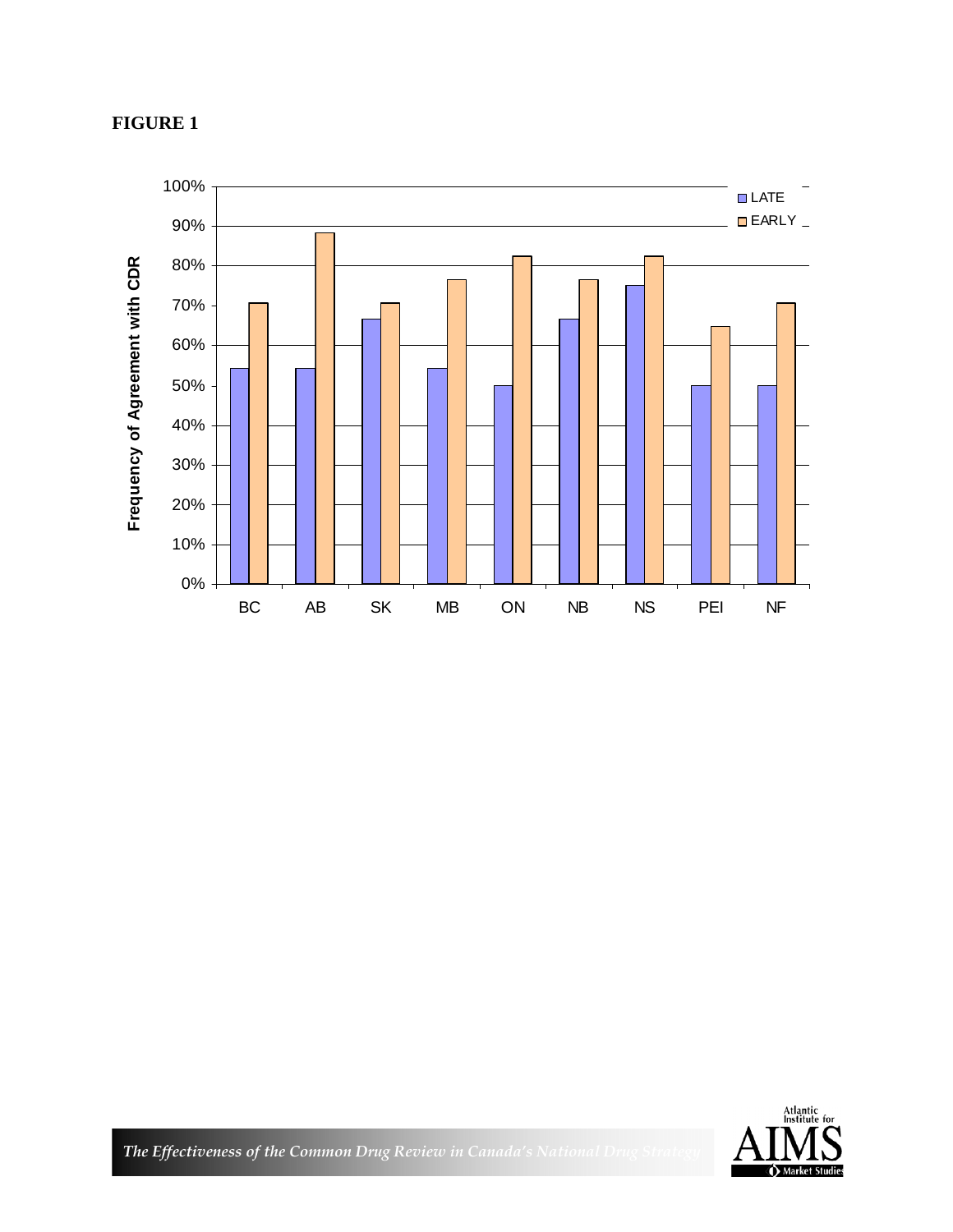**FIGURE 1**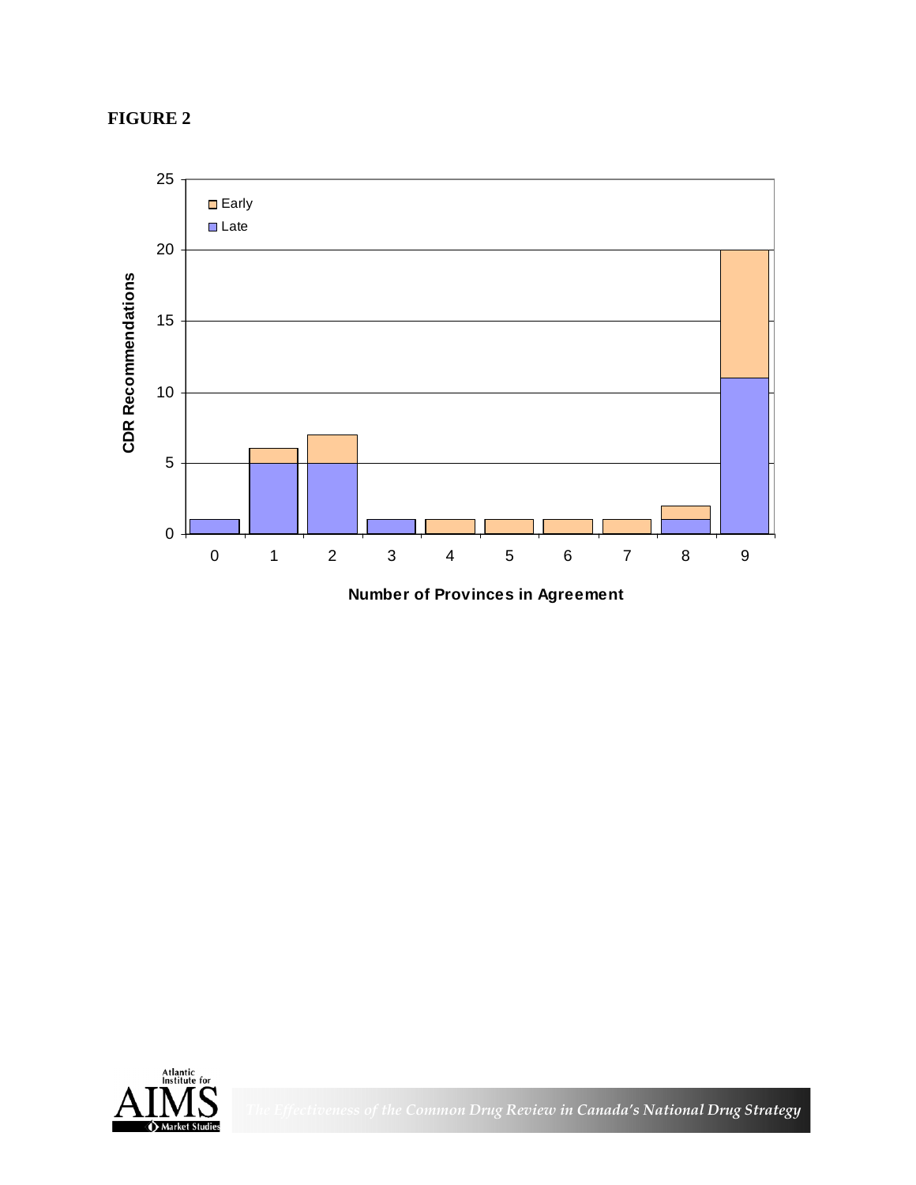**FIGURE 2**

| Number of Provinces in Agreement | Late | Early |
|---|---|---|
| 0 | 1 | 0 |
| 1 | 5 | 1 |
| 2 | 5 | 2 |
| 3 | 1 | 0 |
| 4 | 0 | 1 |
| 5 | 0 | 1 |
| 6 | 0 | 1 |
| 7 | 0 | 1 |
| 8 | 1 | 1 |
| 9 | 11 | 9 |

CDR Recommendations

Number of Provinces in Agreement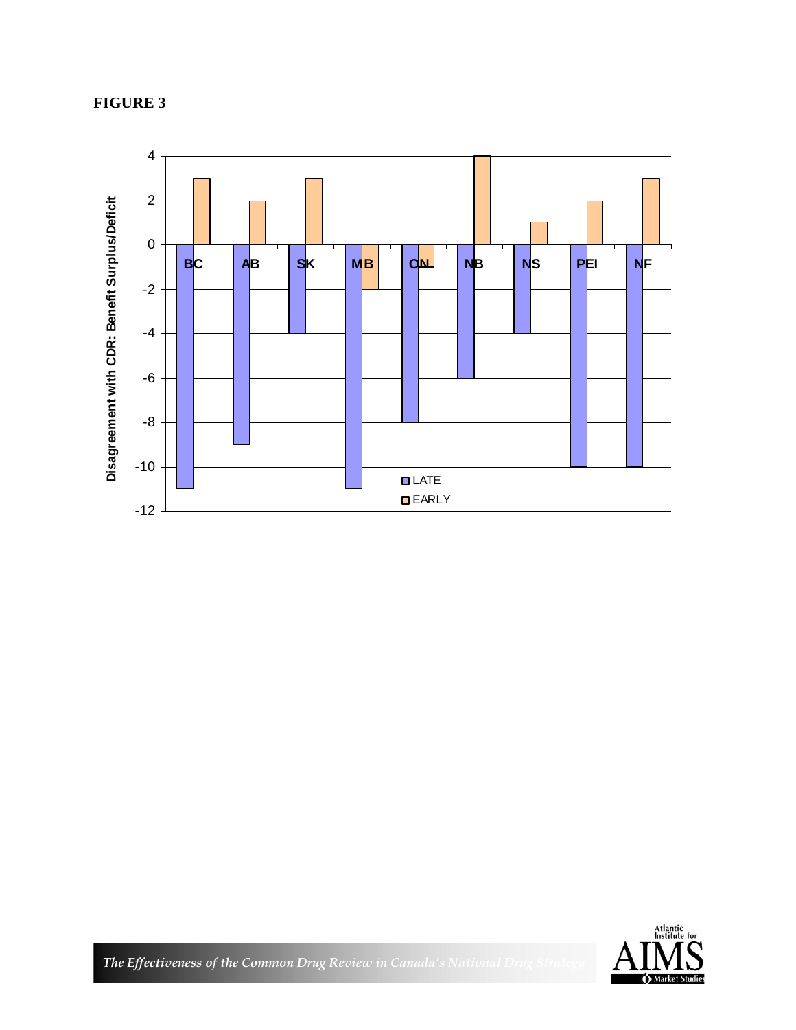**FIGURE 3**

Disagreement with CDR: Benefit Surplus/Deficit

| Province | LATE | EARLY |
|---|---|---|
| BC | -11 | 3 |
| AB | -9 | 2 |
| SK | -4 | 3 |
| MB | -11 | -2 |
| ON | -8 | -1 |
| NB | -6 | 4 |
| NS | -4 | 1 |
| PEI | -10 | 2 |
| NF | -10 | 3 |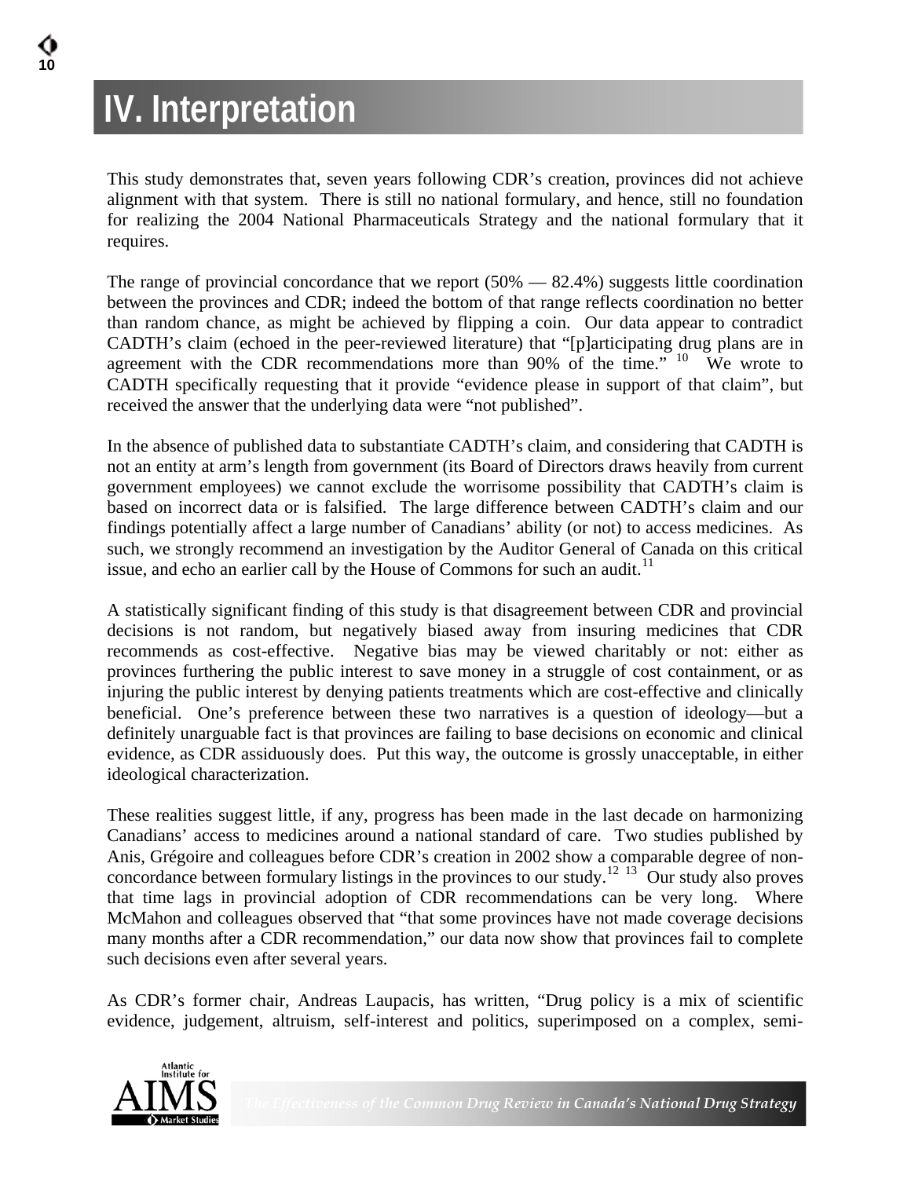# IV. Interpretation

This study demonstrates that, seven years following CDR's creation, provinces did not achieve alignment with that system. There is still no national formulary, and hence, still no foundation for realizing the 2004 National Pharmaceuticals Strategy and the national formulary that it requires.

The range of provincial concordance that we report (50% — 82.4%) suggests little coordination between the provinces and CDR; indeed the bottom of that range reflects coordination no better than random chance, as might be achieved by flipping a coin. Our data appear to contradict CADTH's claim (echoed in the peer-reviewed literature) that "[p]articipating drug plans are in agreement with the CDR recommendations more than 90% of the time." [10] We wrote to CADTH specifically requesting that it provide "evidence please in support of that claim", but received the answer that the underlying data were "not published".

In the absence of published data to substantiate CADTH's claim, and considering that CADTH is not an entity at arm's length from government (its Board of Directors draws heavily from current government employees) we cannot exclude the worrisome possibility that CADTH's claim is based on incorrect data or is falsified. The large difference between CADTH's claim and our findings potentially affect a large number of Canadians' ability (or not) to access medicines. As such, we strongly recommend an investigation by the Auditor General of Canada on this critical issue, and echo an earlier call by the House of Commons for such an audit.[11]

A statistically significant finding of this study is that disagreement between CDR and provincial decisions is not random, but negatively biased away from insuring medicines that CDR recommends as cost-effective. Negative bias may be viewed charitably or not: either as provinces furthering the public interest to save money in a struggle of cost containment, or as injuring the public interest by denying patients treatments which are cost-effective and clinically beneficial. One's preference between these two narratives is a question of ideology—but a definitely unarguable fact is that provinces are failing to base decisions on economic and clinical evidence, as CDR assiduously does. Put this way, the outcome is grossly unacceptable, in either ideological characterization.

These realities suggest little, if any, progress has been made in the last decade on harmonizing Canadians' access to medicines around a national standard of care. Two studies published by Anis, Grégoire and colleagues before CDR's creation in 2002 show a comparable degree of non-concordance between formulary listings in the provinces to our study.[12] [13] Our study also proves that time lags in provincial adoption of CDR recommendations can be very long. Where McMahon and colleagues observed that "that some provinces have not made coverage decisions many months after a CDR recommendation," our data now show that provinces fail to complete such decisions even after several years.

As CDR's former chair, Andreas Laupacis, has written, "Drug policy is a mix of scientific evidence, judgement, altruism, self-interest and politics, superimposed on a complex, semi-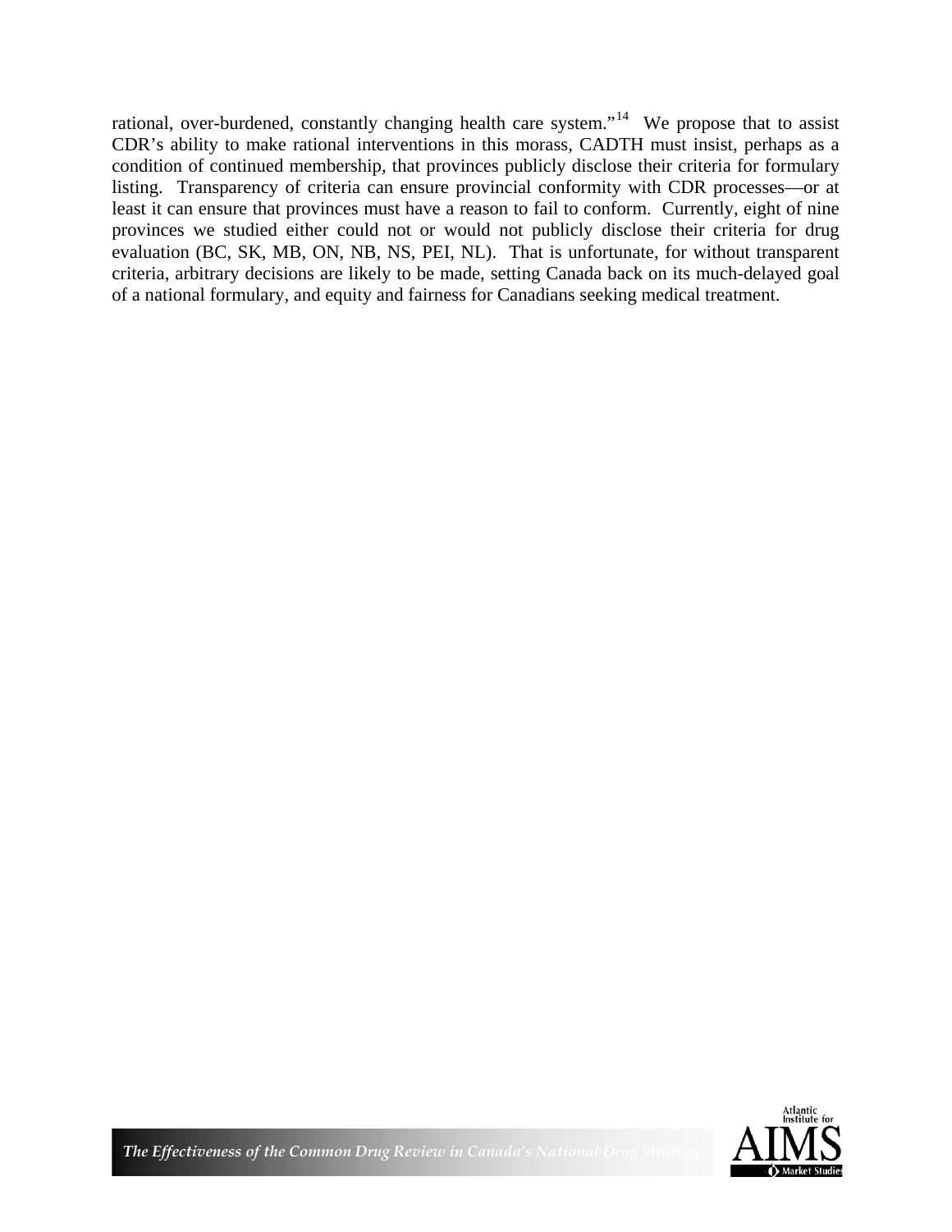rational, over-burdened, constantly changing health care system."[14] We propose that to assist CDR's ability to make rational interventions in this morass, CADTH must insist, perhaps as a condition of continued membership, that provinces publicly disclose their criteria for formulary listing. Transparency of criteria can ensure provincial conformity with CDR processes—or at least it can ensure that provinces must have a reason to fail to conform. Currently, eight of nine provinces we studied either could not or would not publicly disclose their criteria for drug evaluation (BC, SK, MB, ON, NB, NS, PEI, NL). That is unfortunate, for without transparent criteria, arbitrary decisions are likely to be made, setting Canada back on its much-delayed goal of a national formulary, and equity and fairness for Canadians seeking medical treatment.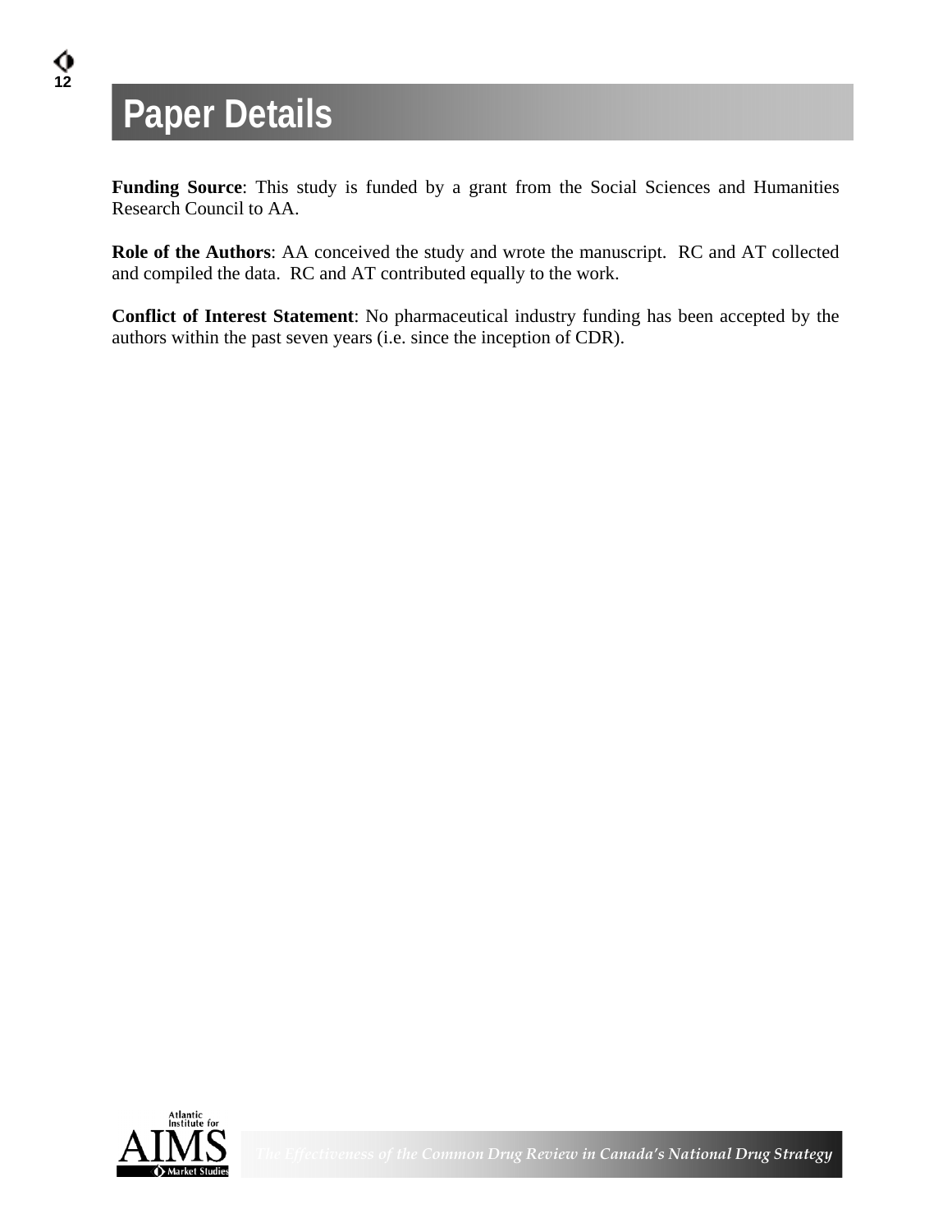# Paper Details

**Funding Source**: This study is funded by a grant from the Social Sciences and Humanities Research Council to AA.

**Role of the Authors**: AA conceived the study and wrote the manuscript. RC and AT collected and compiled the data. RC and AT contributed equally to the work.

**Conflict of Interest Statement**: No pharmaceutical industry funding has been accepted by the authors within the past seven years (i.e. since the inception of CDR).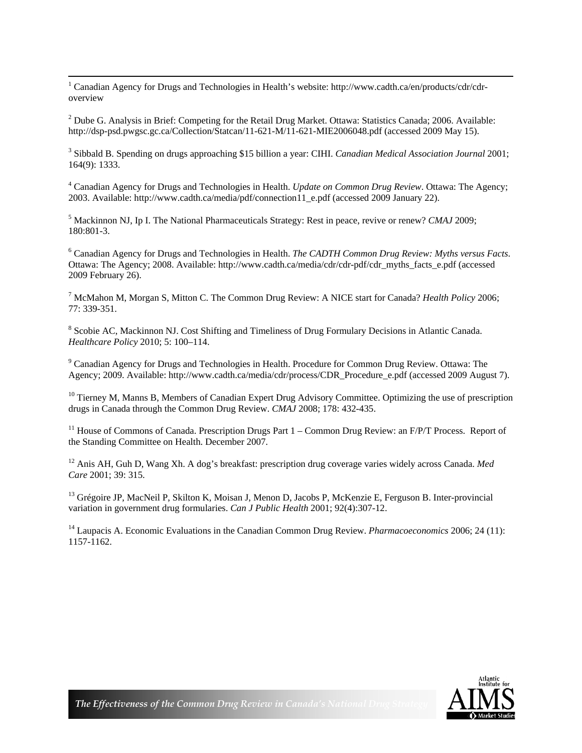[1] Canadian Agency for Drugs and Technologies in Health's website: http://www.cadth.ca/en/products/cdr/cdr-overview

[2] Dube G. Analysis in Brief: Competing for the Retail Drug Market. Ottawa: Statistics Canada; 2006. Available: http://dsp-psd.pwgsc.gc.ca/Collection/Statcan/11-621-M/11-621-MIE2006048.pdf (accessed 2009 May 15).

[3] Sibbald B. Spending on drugs approaching $15 billion a year: CIHI. *Canadian Medical Association Journal* 2001; 164(9): 1333.

[4] Canadian Agency for Drugs and Technologies in Health. *Update on Common Drug Review*. Ottawa: The Agency; 2003. Available: http://www.cadth.ca/media/pdf/connection11_e.pdf (accessed 2009 January 22).

[5] Mackinnon NJ, Ip I. The National Pharmaceuticals Strategy: Rest in peace, revive or renew? *CMAJ* 2009; 180:801-3.

[6] Canadian Agency for Drugs and Technologies in Health. *The CADTH Common Drug Review: Myths versus Facts*. Ottawa: The Agency; 2008. Available: http://www.cadth.ca/media/cdr/cdr-pdf/cdr_myths_facts_e.pdf (accessed 2009 February 26).

[7] McMahon M, Morgan S, Mitton C. The Common Drug Review: A NICE start for Canada? *Health Policy* 2006; 77: 339-351.

[8] Scobie AC, Mackinnon NJ. Cost Shifting and Timeliness of Drug Formulary Decisions in Atlantic Canada. *Healthcare Policy* 2010; 5: 100–114.

[9] Canadian Agency for Drugs and Technologies in Health. Procedure for Common Drug Review. Ottawa: The Agency; 2009. Available: http://www.cadth.ca/media/cdr/process/CDR_Procedure_e.pdf (accessed 2009 August 7).

[10] Tierney M, Manns B, Members of Canadian Expert Drug Advisory Committee. Optimizing the use of prescription drugs in Canada through the Common Drug Review. *CMAJ* 2008; 178: 432-435.

[11] House of Commons of Canada. Prescription Drugs Part 1 – Common Drug Review: an F/P/T Process. Report of the Standing Committee on Health. December 2007.

[12] Anis AH, Guh D, Wang Xh. A dog's breakfast: prescription drug coverage varies widely across Canada. *Med Care* 2001; 39: 315.

[13] Grégoire JP, MacNeil P, Skilton K, Moisan J, Menon D, Jacobs P, McKenzie E, Ferguson B. Inter-provincial variation in government drug formularies. *Can J Public Health* 2001; 92(4):307-12.

[14] Laupacis A. Economic Evaluations in the Canadian Common Drug Review. *Pharmacoeconomics* 2006; 24 (11): 1157-1162.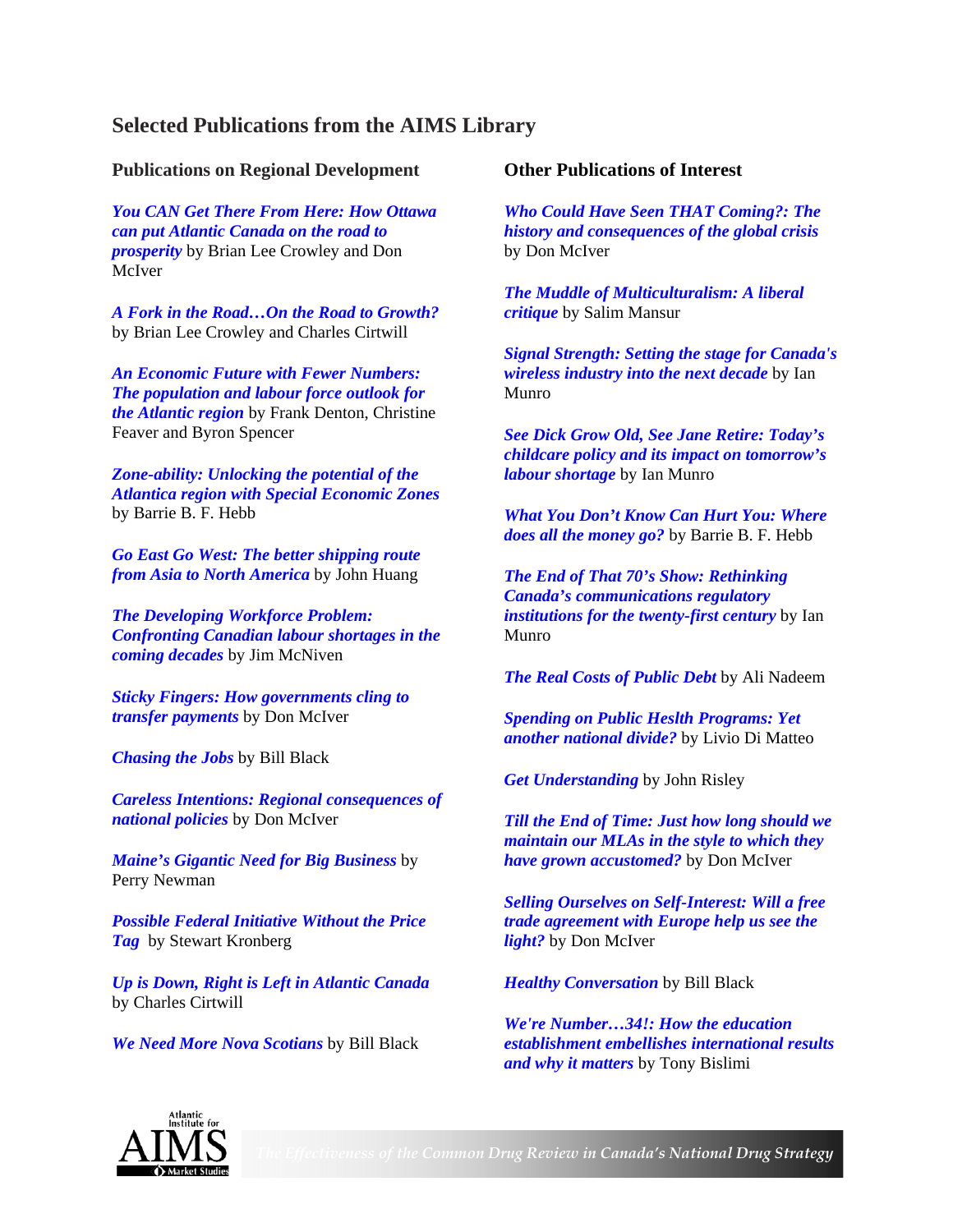## Selected Publications from the AIMS Library

### Publications on Regional Development

***You CAN Get There From Here: How Ottawa can put Atlantic Canada on the road to prosperity*** by Brian Lee Crowley and Don McIver

***A Fork in the Road…On the Road to Growth?*** by Brian Lee Crowley and Charles Cirtwill

***An Economic Future with Fewer Numbers: The population and labour force outlook for the Atlantic region*** by Frank Denton, Christine Feaver and Byron Spencer

***Zone-ability: Unlocking the potential of the Atlantica region with Special Economic Zones*** by Barrie B. F. Hebb

***Go East Go West: The better shipping route from Asia to North America*** by John Huang

***The Developing Workforce Problem: Confronting Canadian labour shortages in the coming decades*** by Jim McNiven

***Sticky Fingers: How governments cling to transfer payments*** by Don McIver

***Chasing the Jobs*** by Bill Black

***Careless Intentions: Regional consequences of national policies*** by Don McIver

***Maine's Gigantic Need for Big Business*** by Perry Newman

***Possible Federal Initiative Without the Price Tag*** by Stewart Kronberg

***Up is Down, Right is Left in Atlantic Canada*** by Charles Cirtwill

***We Need More Nova Scotians*** by Bill Black

### Other Publications of Interest

***Who Could Have Seen THAT Coming?: The history and consequences of the global crisis*** by Don McIver

***The Muddle of Multiculturalism: A liberal critique*** by Salim Mansur

***Signal Strength: Setting the stage for Canada's wireless industry into the next decade*** by Ian Munro

***See Dick Grow Old, See Jane Retire: Today's childcare policy and its impact on tomorrow's labour shortage*** by Ian Munro

***What You Don't Know Can Hurt You: Where does all the money go?*** by Barrie B. F. Hebb

***The End of That 70's Show: Rethinking Canada's communications regulatory institutions for the twenty-first century*** by Ian Munro

***The Real Costs of Public Debt*** by Ali Nadeem

***Spending on Public Heslth Programs: Yet another national divide?*** by Livio Di Matteo

***Get Understanding*** by John Risley

***Till the End of Time: Just how long should we maintain our MLAs in the style to which they have grown accustomed?*** by Don McIver

***Selling Ourselves on Self-Interest: Will a free trade agreement with Europe help us see the light?*** by Don McIver

***Healthy Conversation*** by Bill Black

***We're Number…34!: How the education establishment embellishes international results and why it matters*** by Tony Bislimi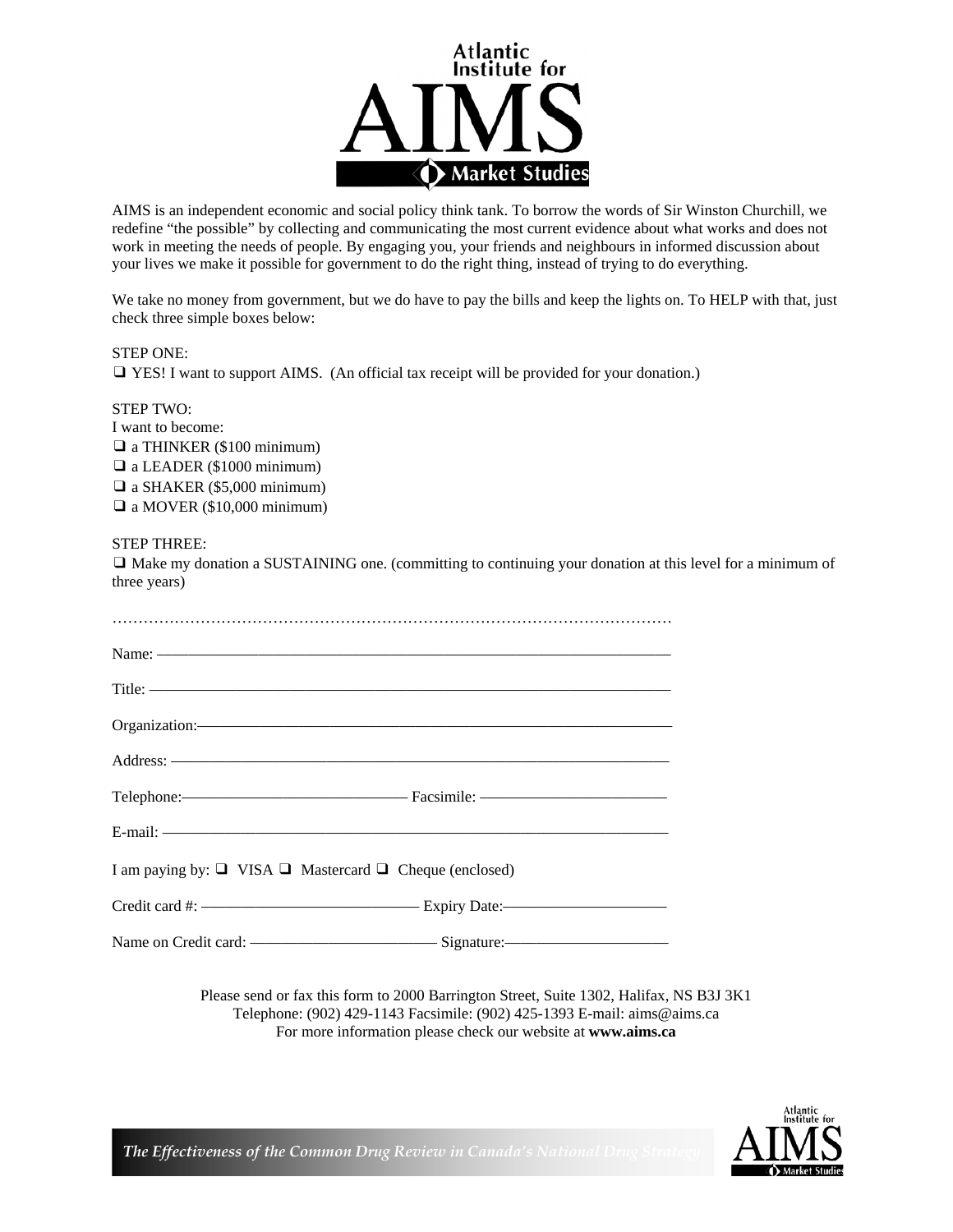AIMS is an independent economic and social policy think tank. To borrow the words of Sir Winston Churchill, we redefine "the possible" by collecting and communicating the most current evidence about what works and does not work in meeting the needs of people. By engaging you, your friends and neighbours in informed discussion about your lives we make it possible for government to do the right thing, instead of trying to do everything.

We take no money from government, but we do have to pay the bills and keep the lights on. To HELP with that, just check three simple boxes below:

STEP ONE:

❑ YES! I want to support AIMS. (An official tax receipt will be provided for your donation.)

STEP TWO:

I want to become:

❑ a THINKER ($100 minimum)

❑ a LEADER ($1000 minimum)

❑ a SHAKER ($5,000 minimum)

❑ a MOVER ($10,000 minimum)

STEP THREE:

❑ Make my donation a SUSTAINING one. (committing to continuing your donation at this level for a minimum of three years)

…………………………………………………………………………………………………

Name: ———————————————————————————

Title: ———————————————————————————

Organization:———————————————————————

Address: —————————————————————————

Telephone:——————————— Facsimile: ————————————

E-mail: ——————————————————————————

I am paying by: ❑ VISA ❑ Mastercard ❑ Cheque (enclosed)

Credit card #: ——————————— Expiry Date:——————————

Name on Credit card: ———————————— Signature:————————

Please send or fax this form to 2000 Barrington Street, Suite 1302, Halifax, NS B3J 3K1
Telephone: (902) 429-1143 Facsimile: (902) 425-1393 E-mail: aims@aims.ca
For more information please check our website at **www.aims.ca**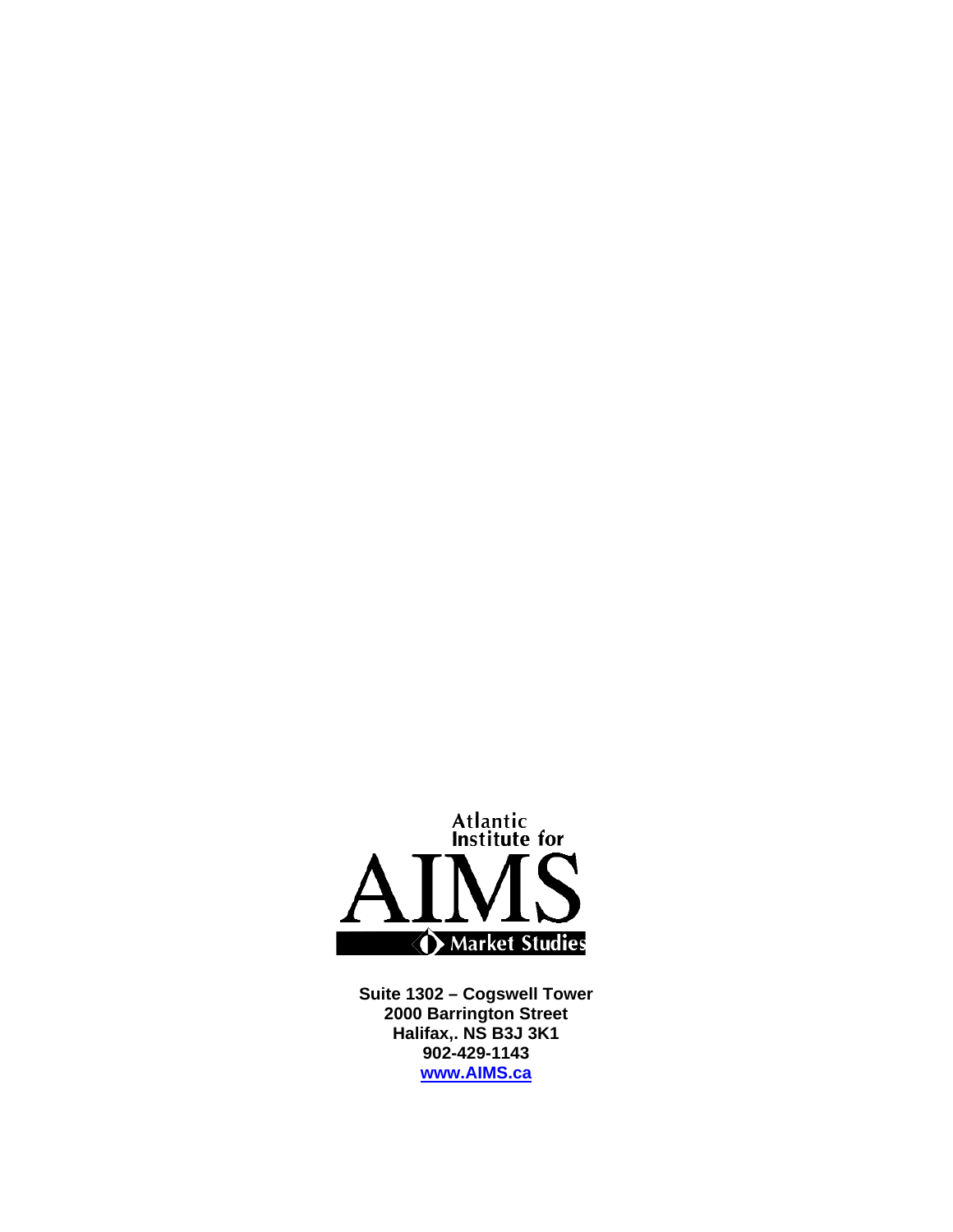Atlantic
Institute for
AIMS
Market Studies

**Suite 1302 – Cogswell Tower**
**2000 Barrington Street**
**Halifax,. NS B3J 3K1**
**902-429-1143**
**www.AIMS.ca**